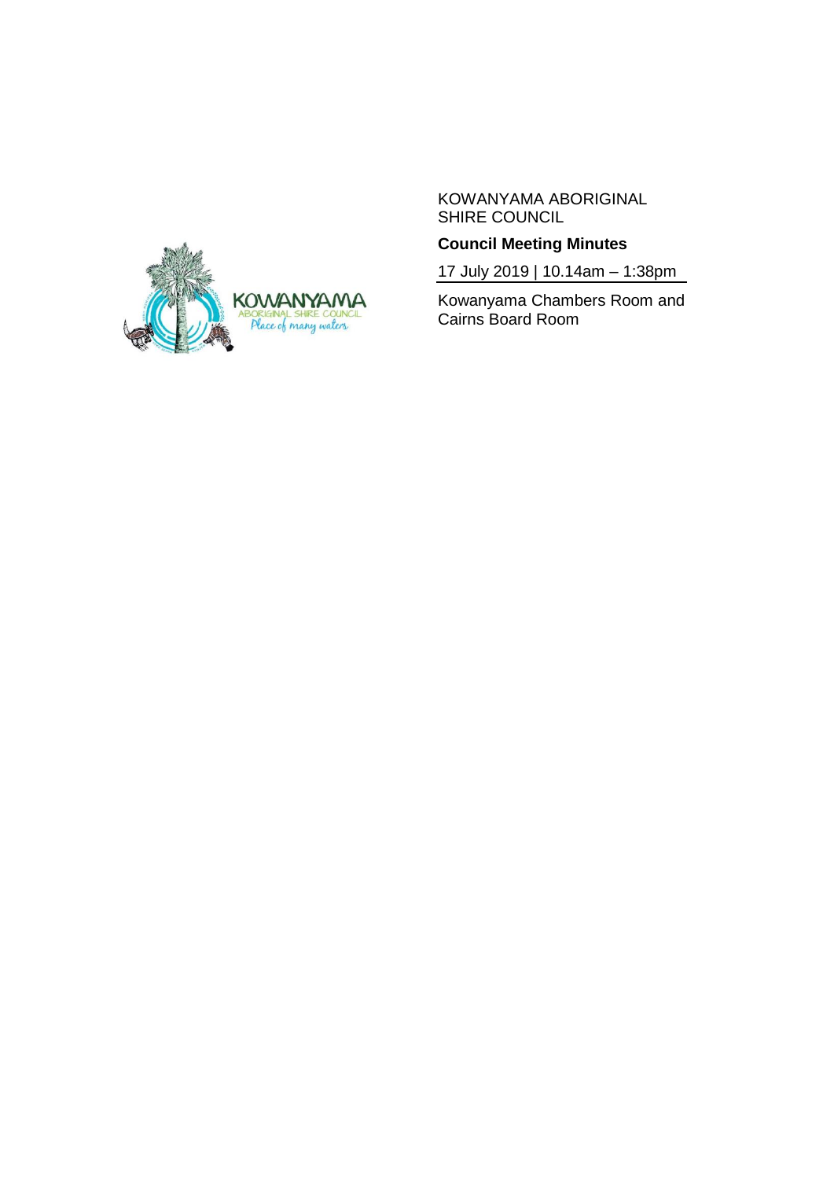KOWANYAMA ABORIGINAL SHIRE COUNCIL

**Council Meeting Minutes**

17 July 2019 | 10.14am – 1:38pm

Kowanyama Chambers Room and Cairns Board Room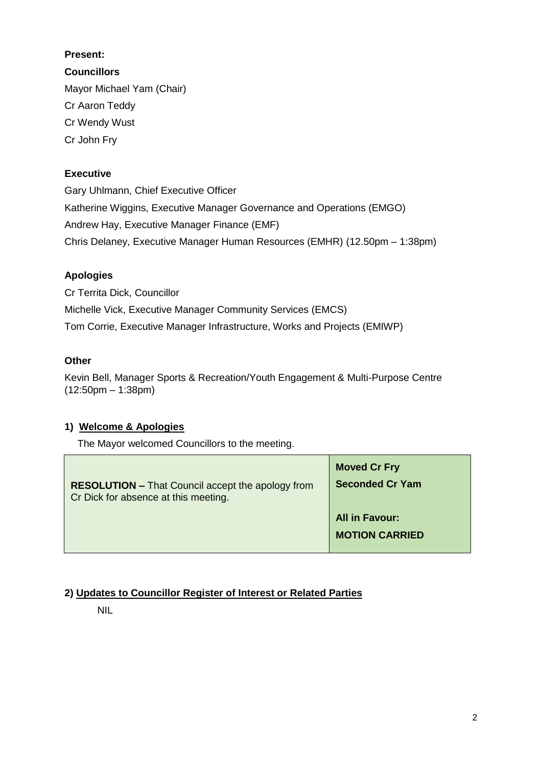**Present:**

**Councillors**

Mayor Michael Yam (Chair)

Cr Aaron Teddy

Cr Wendy Wust

Cr John Fry

**Executive**

Gary Uhlmann, Chief Executive Officer

Katherine Wiggins, Executive Manager Governance and Operations (EMGO)

Andrew Hay, Executive Manager Finance (EMF)

Chris Delaney, Executive Manager Human Resources (EMHR) (12.50pm – 1:38pm)

**Apologies**

Cr Territa Dick, Councillor

Michelle Vick, Executive Manager Community Services (EMCS)

Tom Corrie, Executive Manager Infrastructure, Works and Projects (EMIWP)

**Other**

Kevin Bell, Manager Sports & Recreation/Youth Engagement & Multi-Purpose Centre (12:50pm – 1:38pm)

## 1) Welcome & Apologies

The Mayor welcomed Councillors to the meeting.

| | |
|---|---|
| **RESOLUTION –** That Council accept the apology from Cr Dick for absence at this meeting. | **Moved Cr Fry**<br>**Seconded Cr Yam**<br><br>**All in Favour:**<br>**MOTION CARRIED** |

## 2) Updates to Councillor Register of Interest or Related Parties

NIL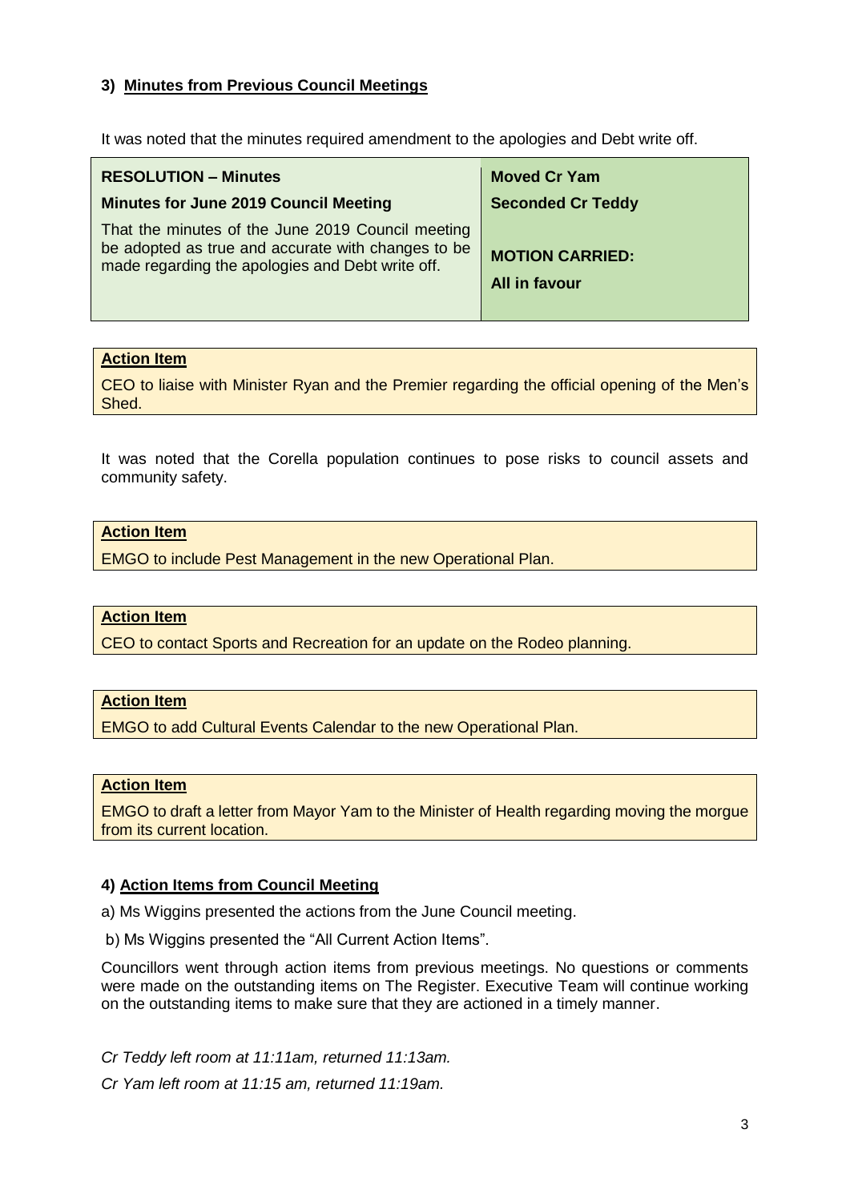### 3) Minutes from Previous Council Meetings

It was noted that the minutes required amendment to the apologies and Debt write off.

| **RESOLUTION – Minutes** | **Moved Cr Yam** |
|---|---|
| **Minutes for June 2019 Council Meeting** | **Seconded Cr Teddy** |
| That the minutes of the June 2019 Council meeting be adopted as true and accurate with changes to be made regarding the apologies and Debt write off. | **MOTION CARRIED:** **All in favour** |

**Action Item**

CEO to liaise with Minister Ryan and the Premier regarding the official opening of the Men's Shed.

It was noted that the Corella population continues to pose risks to council assets and community safety.

**Action Item**

EMGO to include Pest Management in the new Operational Plan.

**Action Item**

CEO to contact Sports and Recreation for an update on the Rodeo planning.

**Action Item**

EMGO to add Cultural Events Calendar to the new Operational Plan.

**Action Item**

EMGO to draft a letter from Mayor Yam to the Minister of Health regarding moving the morgue from its current location.

### 4) Action Items from Council Meeting

a) Ms Wiggins presented the actions from the June Council meeting.

b) Ms Wiggins presented the "All Current Action Items".

Councillors went through action items from previous meetings. No questions or comments were made on the outstanding items on The Register. Executive Team will continue working on the outstanding items to make sure that they are actioned in a timely manner.

*Cr Teddy left room at 11:11am, returned 11:13am.*

*Cr Yam left room at 11:15 am, returned 11:19am.*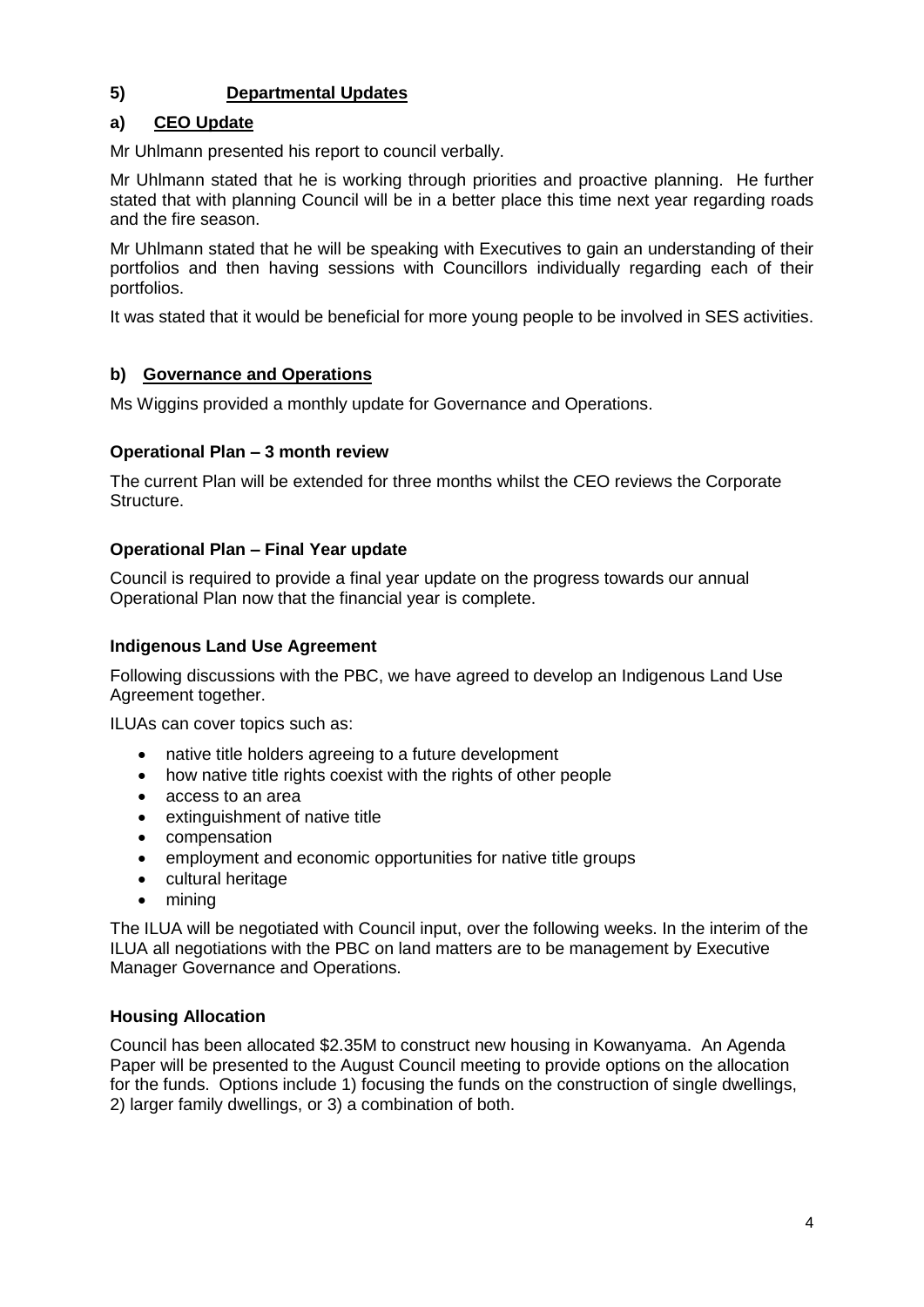## 5) Departmental Updates

### a) CEO Update

Mr Uhlmann presented his report to council verbally.

Mr Uhlmann stated that he is working through priorities and proactive planning. He further stated that with planning Council will be in a better place this time next year regarding roads and the fire season.

Mr Uhlmann stated that he will be speaking with Executives to gain an understanding of their portfolios and then having sessions with Councillors individually regarding each of their portfolios.

It was stated that it would be beneficial for more young people to be involved in SES activities.

### b) Governance and Operations

Ms Wiggins provided a monthly update for Governance and Operations.

#### Operational Plan – 3 month review

The current Plan will be extended for three months whilst the CEO reviews the Corporate Structure.

#### Operational Plan – Final Year update

Council is required to provide a final year update on the progress towards our annual Operational Plan now that the financial year is complete.

#### Indigenous Land Use Agreement

Following discussions with the PBC, we have agreed to develop an Indigenous Land Use Agreement together.

ILUAs can cover topics such as:

- native title holders agreeing to a future development
- how native title rights coexist with the rights of other people
- access to an area
- extinguishment of native title
- compensation
- employment and economic opportunities for native title groups
- cultural heritage
- mining

The ILUA will be negotiated with Council input, over the following weeks. In the interim of the ILUA all negotiations with the PBC on land matters are to be management by Executive Manager Governance and Operations.

#### Housing Allocation

Council has been allocated $2.35M to construct new housing in Kowanyama. An Agenda Paper will be presented to the August Council meeting to provide options on the allocation for the funds. Options include 1) focusing the funds on the construction of single dwellings, 2) larger family dwellings, or 3) a combination of both.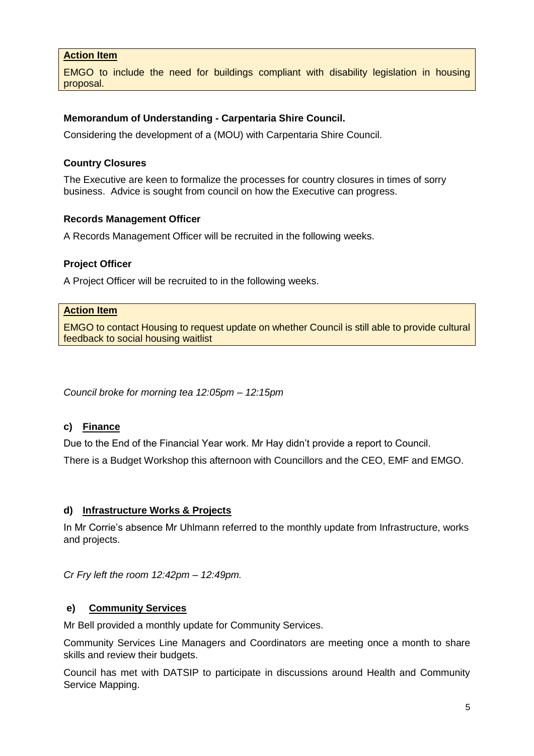**Action Item**

EMGO to include the need for buildings compliant with disability legislation in housing proposal.

**Memorandum of Understanding - Carpentaria Shire Council.**

Considering the development of a (MOU) with Carpentaria Shire Council.

**Country Closures**

The Executive are keen to formalize the processes for country closures in times of sorry business. Advice is sought from council on how the Executive can progress.

**Records Management Officer**

A Records Management Officer will be recruited in the following weeks.

**Project Officer**

A Project Officer will be recruited to in the following weeks.

**Action Item**

EMGO to contact Housing to request update on whether Council is still able to provide cultural feedback to social housing waitlist

*Council broke for morning tea 12:05pm – 12:15pm*

**c) Finance**

Due to the End of the Financial Year work. Mr Hay didn't provide a report to Council.

There is a Budget Workshop this afternoon with Councillors and the CEO, EMF and EMGO.

**d) Infrastructure Works & Projects**

In Mr Corrie's absence Mr Uhlmann referred to the monthly update from Infrastructure, works and projects.

*Cr Fry left the room 12:42pm – 12:49pm.*

**e) Community Services**

Mr Bell provided a monthly update for Community Services.

Community Services Line Managers and Coordinators are meeting once a month to share skills and review their budgets.

Council has met with DATSIP to participate in discussions around Health and Community Service Mapping.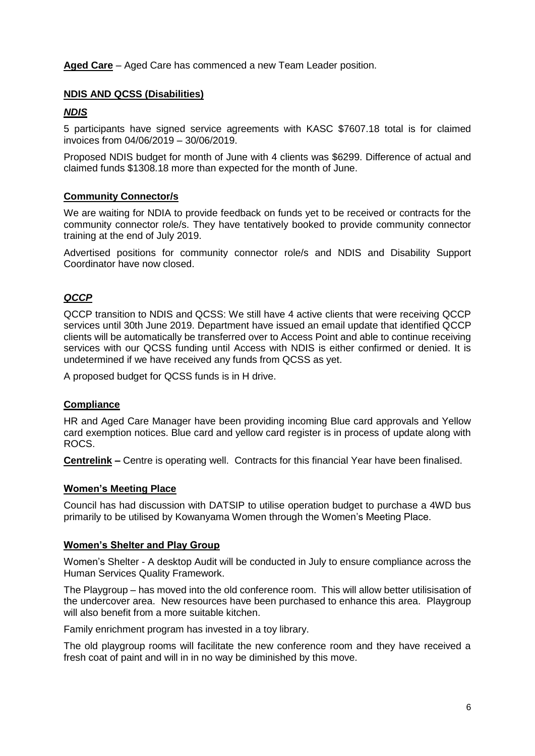**Aged Care** – Aged Care has commenced a new Team Leader position.

**NDIS AND QCSS (Disabilities)**

***NDIS***

5 participants have signed service agreements with KASC $7607.18 total is for claimed invoices from 04/06/2019 – 30/06/2019.

Proposed NDIS budget for month of June with 4 clients was $6299. Difference of actual and claimed funds $1308.18 more than expected for the month of June.

**Community Connector/s**

We are waiting for NDIA to provide feedback on funds yet to be received or contracts for the community connector role/s. They have tentatively booked to provide community connector training at the end of July 2019.

Advertised positions for community connector role/s and NDIS and Disability Support Coordinator have now closed.

***QCCP***

QCCP transition to NDIS and QCSS: We still have 4 active clients that were receiving QCCP services until 30th June 2019. Department have issued an email update that identified QCCP clients will be automatically be transferred over to Access Point and able to continue receiving services with our QCSS funding until Access with NDIS is either confirmed or denied. It is undetermined if we have received any funds from QCSS as yet.

A proposed budget for QCSS funds is in H drive.

**Compliance**

HR and Aged Care Manager have been providing incoming Blue card approvals and Yellow card exemption notices. Blue card and yellow card register is in process of update along with ROCS.

**Centrelink –** Centre is operating well. Contracts for this financial Year have been finalised.

**Women's Meeting Place**

Council has had discussion with DATSIP to utilise operation budget to purchase a 4WD bus primarily to be utilised by Kowanyama Women through the Women's Meeting Place.

**Women's Shelter and Play Group**

Women's Shelter - A desktop Audit will be conducted in July to ensure compliance across the Human Services Quality Framework.

The Playgroup – has moved into the old conference room. This will allow better utilisisation of the undercover area. New resources have been purchased to enhance this area. Playgroup will also benefit from a more suitable kitchen.

Family enrichment program has invested in a toy library.

The old playgroup rooms will facilitate the new conference room and they have received a fresh coat of paint and will in in no way be diminished by this move.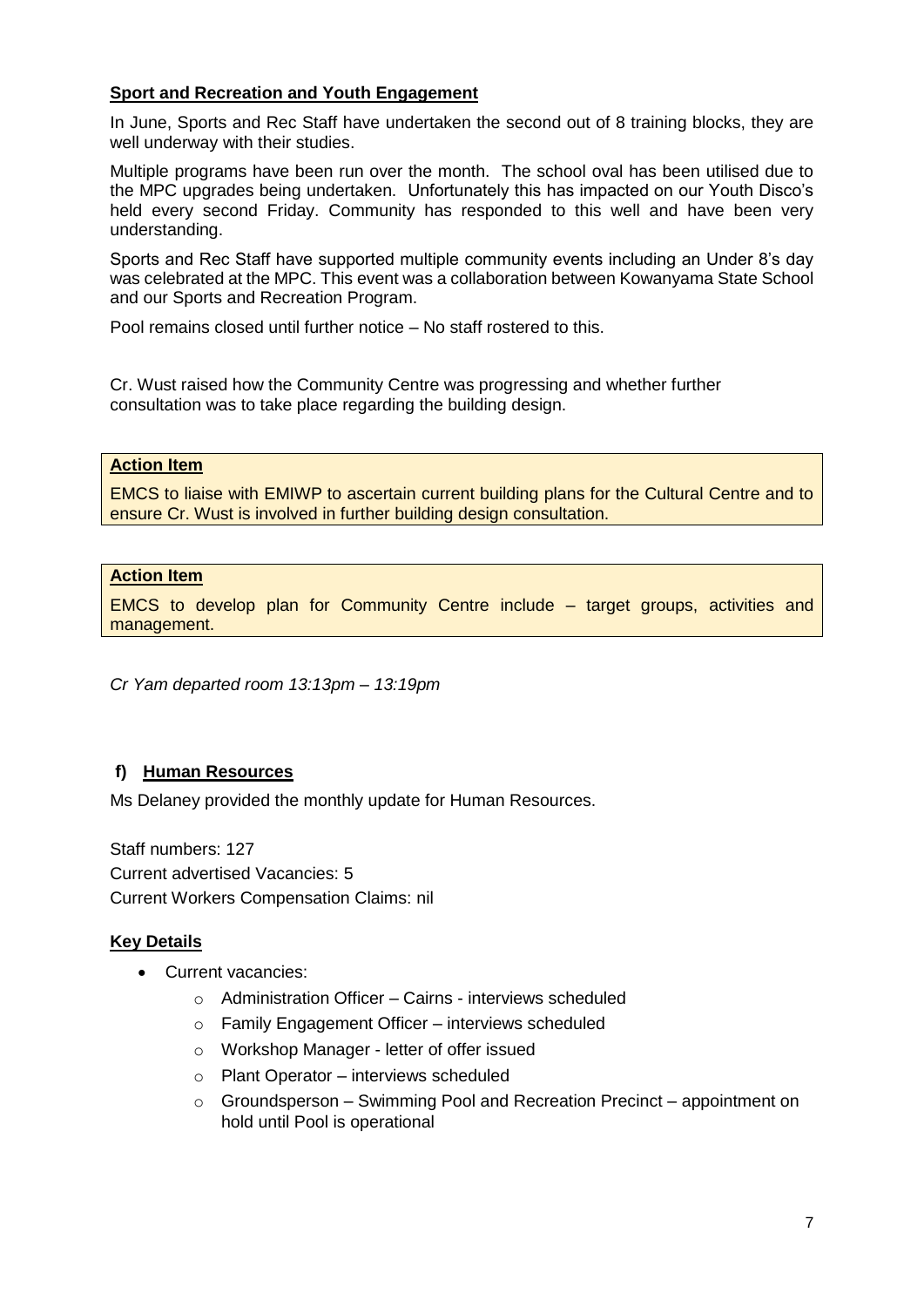**Sport and Recreation and Youth Engagement**

In June, Sports and Rec Staff have undertaken the second out of 8 training blocks, they are well underway with their studies.

Multiple programs have been run over the month. The school oval has been utilised due to the MPC upgrades being undertaken. Unfortunately this has impacted on our Youth Disco's held every second Friday. Community has responded to this well and have been very understanding.

Sports and Rec Staff have supported multiple community events including an Under 8's day was celebrated at the MPC. This event was a collaboration between Kowanyama State School and our Sports and Recreation Program.

Pool remains closed until further notice – No staff rostered to this.

Cr. Wust raised how the Community Centre was progressing and whether further consultation was to take place regarding the building design.

**Action Item**

EMCS to liaise with EMIWP to ascertain current building plans for the Cultural Centre and to ensure Cr. Wust is involved in further building design consultation.

**Action Item**

EMCS to develop plan for Community Centre include – target groups, activities and management.

*Cr Yam departed room 13:13pm – 13:19pm*

## f) Human Resources

Ms Delaney provided the monthly update for Human Resources.

Staff numbers: 127
Current advertised Vacancies: 5
Current Workers Compensation Claims: nil

**Key Details**

- Current vacancies:
  - Administration Officer – Cairns - interviews scheduled
  - Family Engagement Officer – interviews scheduled
  - Workshop Manager - letter of offer issued
  - Plant Operator – interviews scheduled
  - Groundsperson – Swimming Pool and Recreation Precinct – appointment on hold until Pool is operational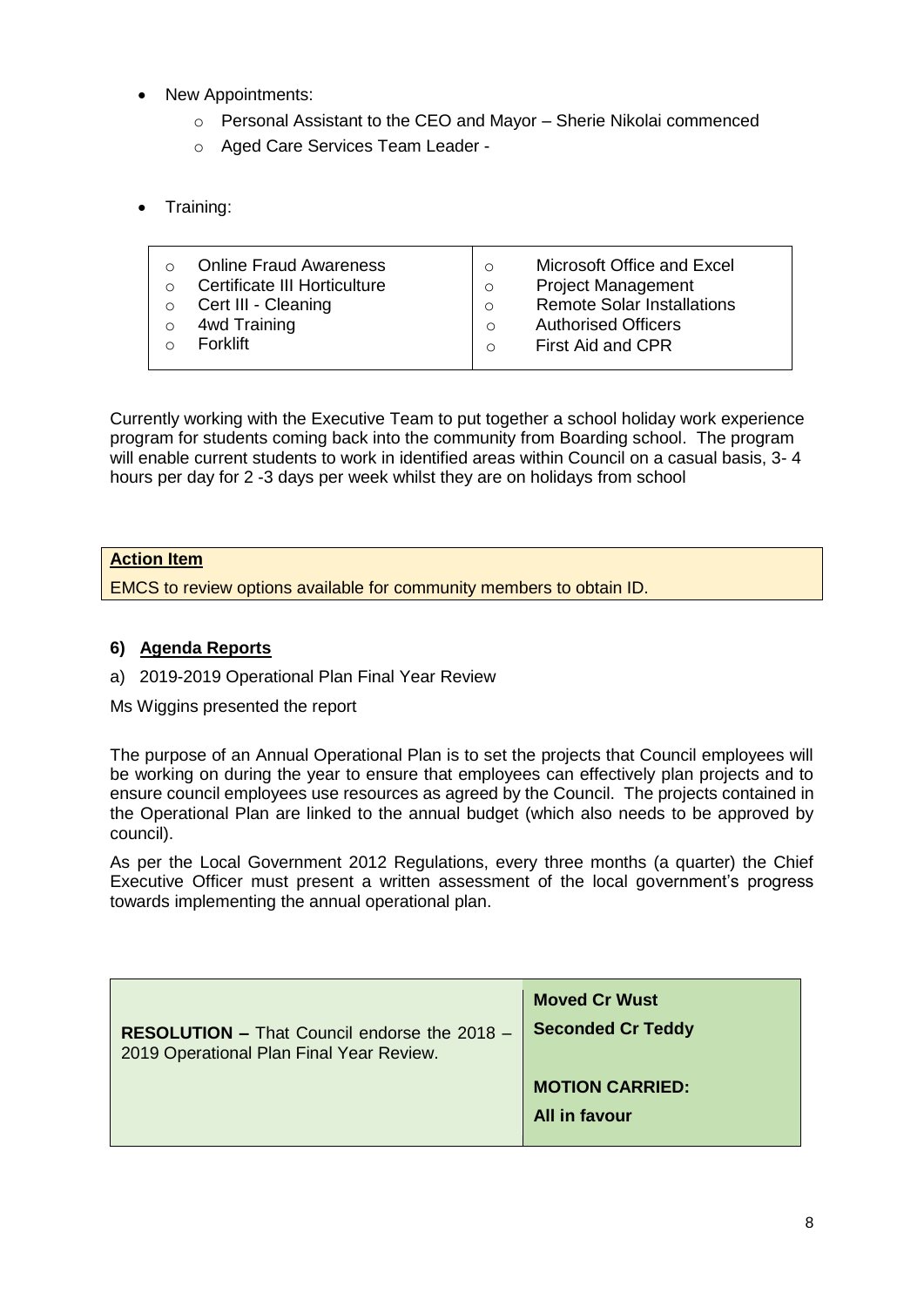- New Appointments:
  - Personal Assistant to the CEO and Mayor – Sherie Nikolai commenced
  - Aged Care Services Team Leader -

- Training:

| | |
|---|---|
| ○ Online Fraud Awareness<br>○ Certificate III Horticulture<br>○ Cert III - Cleaning<br>○ 4wd Training<br>○ Forklift | ○ Microsoft Office and Excel<br>○ Project Management<br>○ Remote Solar Installations<br>○ Authorised Officers<br>○ First Aid and CPR |

Currently working with the Executive Team to put together a school holiday work experience program for students coming back into the community from Boarding school. The program will enable current students to work in identified areas within Council on a casual basis, 3- 4 hours per day for 2 -3 days per week whilst they are on holidays from school

| **Action Item** |
|---|
| EMCS to review options available for community members to obtain ID. |

**6) Agenda Reports**

a) 2019-2019 Operational Plan Final Year Review

Ms Wiggins presented the report

The purpose of an Annual Operational Plan is to set the projects that Council employees will be working on during the year to ensure that employees can effectively plan projects and to ensure council employees use resources as agreed by the Council. The projects contained in the Operational Plan are linked to the annual budget (which also needs to be approved by council).

As per the Local Government 2012 Regulations, every three months (a quarter) the Chief Executive Officer must present a written assessment of the local government's progress towards implementing the annual operational plan.

| | |
|---|---|
| **RESOLUTION –** That Council endorse the 2018 – 2019 Operational Plan Final Year Review. | **Moved Cr Wust**<br>**Seconded Cr Teddy**<br><br>**MOTION CARRIED:**<br>**All in favour** |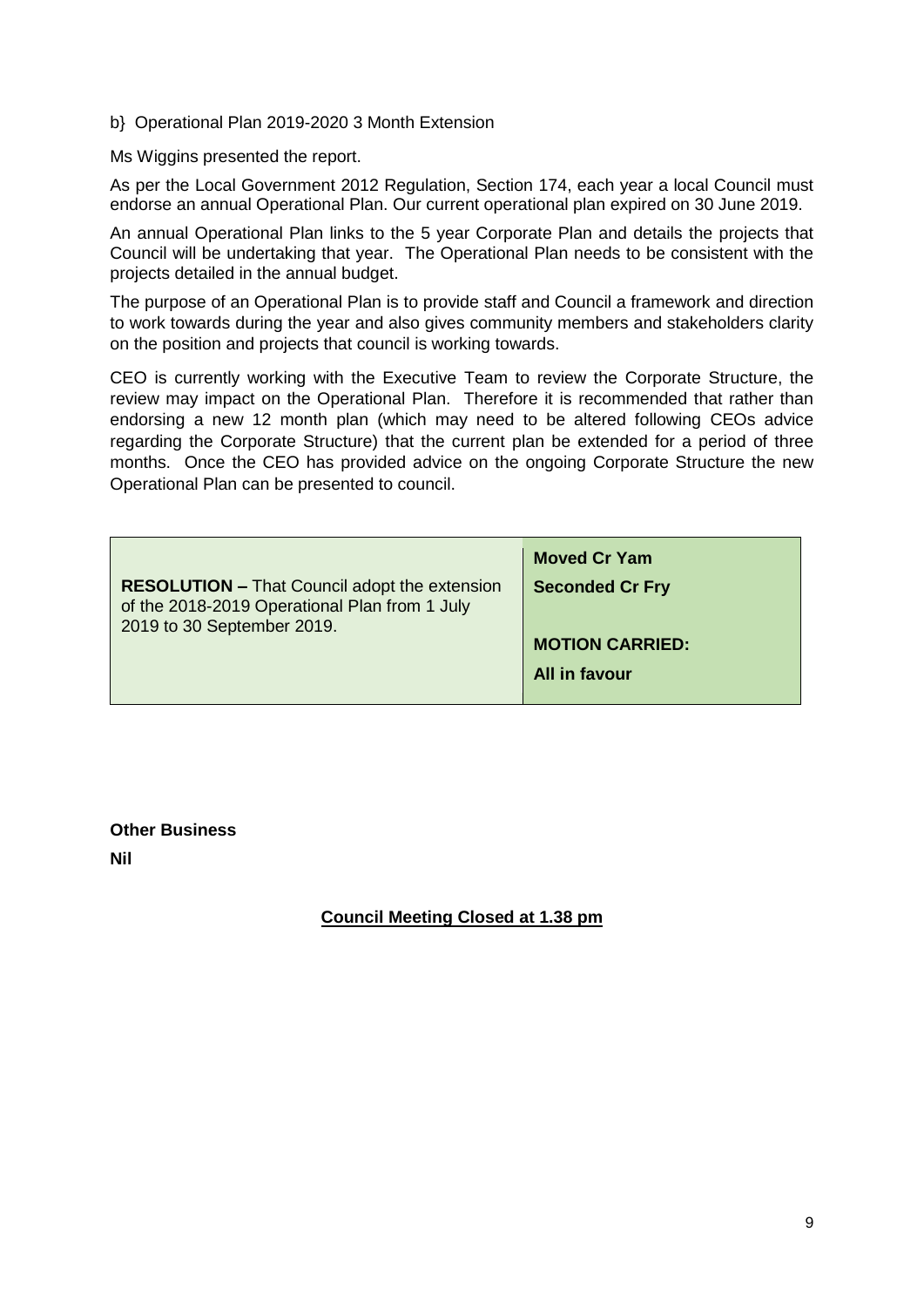b} Operational Plan 2019-2020 3 Month Extension

Ms Wiggins presented the report.

As per the Local Government 2012 Regulation, Section 174, each year a local Council must endorse an annual Operational Plan. Our current operational plan expired on 30 June 2019.

An annual Operational Plan links to the 5 year Corporate Plan and details the projects that Council will be undertaking that year. The Operational Plan needs to be consistent with the projects detailed in the annual budget.

The purpose of an Operational Plan is to provide staff and Council a framework and direction to work towards during the year and also gives community members and stakeholders clarity on the position and projects that council is working towards.

CEO is currently working with the Executive Team to review the Corporate Structure, the review may impact on the Operational Plan. Therefore it is recommended that rather than endorsing a new 12 month plan (which may need to be altered following CEOs advice regarding the Corporate Structure) that the current plan be extended for a period of three months. Once the CEO has provided advice on the ongoing Corporate Structure the new Operational Plan can be presented to council.

| | |
|---|---|
| **RESOLUTION –** That Council adopt the extension of the 2018-2019 Operational Plan from 1 July 2019 to 30 September 2019. | **Moved Cr Yam**<br>**Seconded Cr Fry**<br><br>**MOTION CARRIED:**<br>**All in favour** |

**Other Business**

**Nil**

**Council Meeting Closed at 1.38 pm**